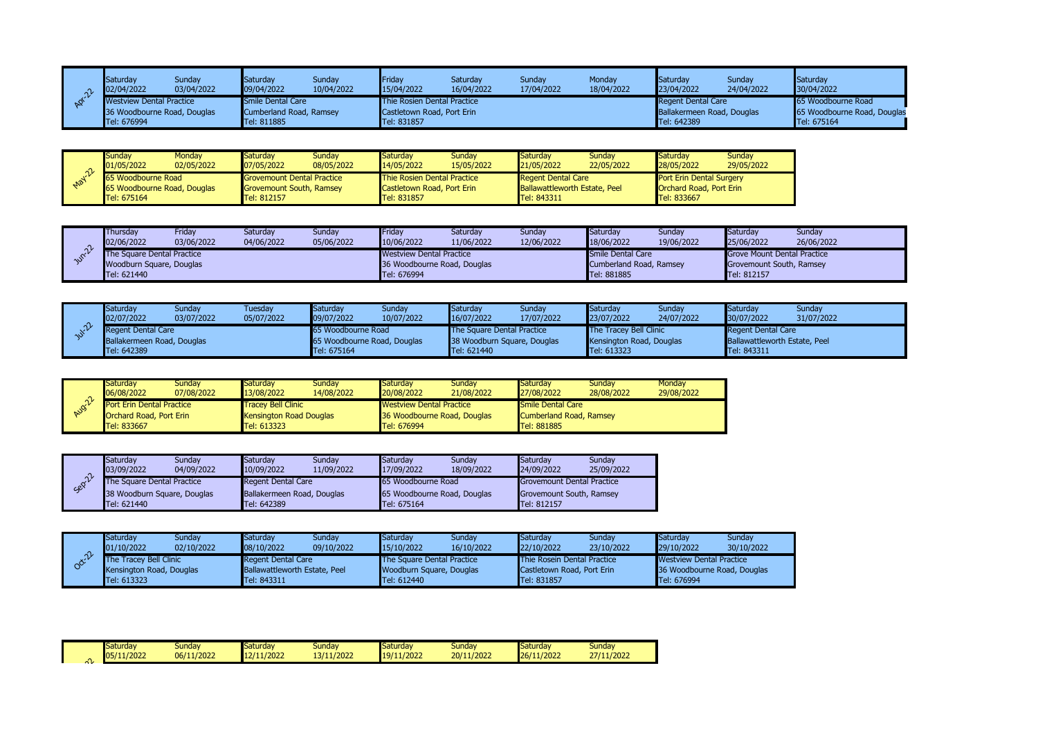**Apr-22**

| Saturday | Sunday | Saturday | Sunday | Friday | Saturday | Sunday | Monday | Saturday | Sunday | Saturday |
|---|---|---|---|---|---|---|---|---|---|---|
| 02/04/2022 | 03/04/2022 | 09/04/2022 | 10/04/2022 | 15/04/2022 | 16/04/2022 | 17/04/2022 | 18/04/2022 | 23/04/2022 | 24/04/2022 | 30/04/2022 |
| Westview Dental Practice | | Smile Dental Care | | Thie Rosien Dental Practice | | | | Regent Dental Care | | 65 Woodbourne Road |
| 36 Woodbourne Road, Douglas | | Cumberland Road, Ramsey | | Castletown Road, Port Erin | | | | Ballakermeen Road, Douglas | | 65 Woodbourne Road, Douglas |
| Tel: 676994 | | Tel: 811885 | | Tel: 831857 | | | | Tel: 642389 | | Tel: 675164 |

**May-22**

| Sunday | Monday | Saturday | Sunday | Saturday | Sunday | Saturday | Sunday | Saturday | Sunday |
|---|---|---|---|---|---|---|---|---|---|
| 01/05/2022 | 02/05/2022 | 07/05/2022 | 08/05/2022 | 14/05/2022 | 15/05/2022 | 21/05/2022 | 22/05/2022 | 28/05/2022 | 29/05/2022 |
| 65 Woodbourne Road | | Grovemount Dental Practice | | Thie Rosien Dental Practice | | Regent Dental Care | | Port Erin Dental Surgery | |
| 65 Woodbourne Road, Douglas | | Grovemount South, Ramsey | | Castletown Road, Port Erin | | Ballawattleworth Estate, Peel | | Orchard Road, Port Erin | |
| Tel: 675164 | | Tel: 812157 | | Tel: 831857 | | Tel: 843311 | | Tel: 833667 | |

**Jun-22**

| Thursday | Friday | Saturday | Sunday | Friday | Saturday | Sunday | Saturday | Sunday | Saturday | Sunday |
|---|---|---|---|---|---|---|---|---|---|---|
| 02/06/2022 | 03/06/2022 | 04/06/2022 | 05/06/2022 | 10/06/2022 | 11/06/2022 | 12/06/2022 | 18/06/2022 | 19/06/2022 | 25/06/2022 | 26/06/2022 |
| The Square Dental Practice | | | | Westview Dental Practice | | | Smile Dental Care | | Grove Mount Dental Practice | |
| Woodburn Square, Douglas | | | | 36 Woodbourne Road, Douglas | | | Cumberland Road, Ramsey | | Grovemount South, Ramsey | |
| Tel: 621440 | | | | Tel: 676994 | | | Tel: 881885 | | Tel: 812157 | |

**Jul-22**

| Saturday | Sunday | Tuesday | Saturday | Sunday | Saturday | Sunday | Saturday | Sunday | Saturday | Sunday |
|---|---|---|---|---|---|---|---|---|---|---|
| 02/07/2022 | 03/07/2022 | 05/07/2022 | 09/07/2022 | 10/07/2022 | 16/07/2022 | 17/07/2022 | 23/07/2022 | 24/07/2022 | 30/07/2022 | 31/07/2022 |
| Regent Dental Care | | | 65 Woodbourne Road | | The Square Dental Practice | | The Tracey Bell Clinic | | Regent Dental Care | |
| Ballakermeen Road, Douglas | | | 65 Woodbourne Road, Douglas | | 38 Woodburn Square, Douglas | | Kensington Road, Douglas | | Ballawattleworth Estate, Peel | |
| Tel: 642389 | | | Tel: 675164 | | Tel: 621440 | | Tel: 613323 | | Tel: 843311 | |

**Aug-22**

| Saturday | Sunday | Saturday | Sunday | Saturday | Sunday | Saturday | Sunday | Monday |
|---|---|---|---|---|---|---|---|---|
| 06/08/2022 | 07/08/2022 | 13/08/2022 | 14/08/2022 | 20/08/2022 | 21/08/2022 | 27/08/2022 | 28/08/2022 | 29/08/2022 |
| Port Erin Dental Practice | | Tracey Bell Clinic | | Westview Dental Practice | | Smile Dental Care | | |
| Orchard Road, Port Erin | | Kensington Road Douglas | | 36 Woodbourne Road, Douglas | | Cumberland Road, Ramsey | | |
| Tel: 833667 | | Tel: 613323 | | Tel: 676994 | | Tel: 881885 | | |

**Sep-22**

| Saturday | Sunday | Saturday | Sunday | Saturday | Sunday | Saturday | Sunday |
|---|---|---|---|---|---|---|---|
| 03/09/2022 | 04/09/2022 | 10/09/2022 | 11/09/2022 | 17/09/2022 | 18/09/2022 | 24/09/2022 | 25/09/2022 |
| The Square Dental Practice | | Regent Dental Care | | 65 Woodbourne Road | | Grovemount Dental Practice | |
| 38 Woodburn Square, Douglas | | Ballakermeen Road, Douglas | | 65 Woodbourne Road, Douglas | | Grovemount South, Ramsey | |
| Tel: 621440 | | Tel: 642389 | | Tel: 675164 | | Tel: 812157 | |

**Oct-22**

| Saturday | Sunday | Saturday | Sunday | Saturday | Sunday | Saturday | Sunday | Saturday | Sunday |
|---|---|---|---|---|---|---|---|---|---|
| 01/10/2022 | 02/10/2022 | 08/10/2022 | 09/10/2022 | 15/10/2022 | 16/10/2022 | 22/10/2022 | 23/10/2022 | 29/10/2022 | 30/10/2022 |
| The Tracey Bell Clinic | | Regent Dental Care | | The Square Dental Practice | | Thie Rosein Dental Practice | | Westview Dental Practice | |
| Kensington Road, Douglas | | Ballawattleworth Estate, Peel | | Woodburn Square, Douglas | | Castletown Road, Port Erin | | 36 Woodbourne Road, Douglas | |
| Tel: 613323 | | Tel: 843311 | | Tel: 612440 | | Tel: 831857 | | Tel: 676994 | |

| Saturday | Sunday | Saturday | Sunday | Saturday | Sunday | Saturday | Sunday |
|---|---|---|---|---|---|---|---|
| 05/11/2022 | 06/11/2022 | 12/11/2022 | 13/11/2022 | 19/11/2022 | 20/11/2022 | 26/11/2022 | 27/11/2022 |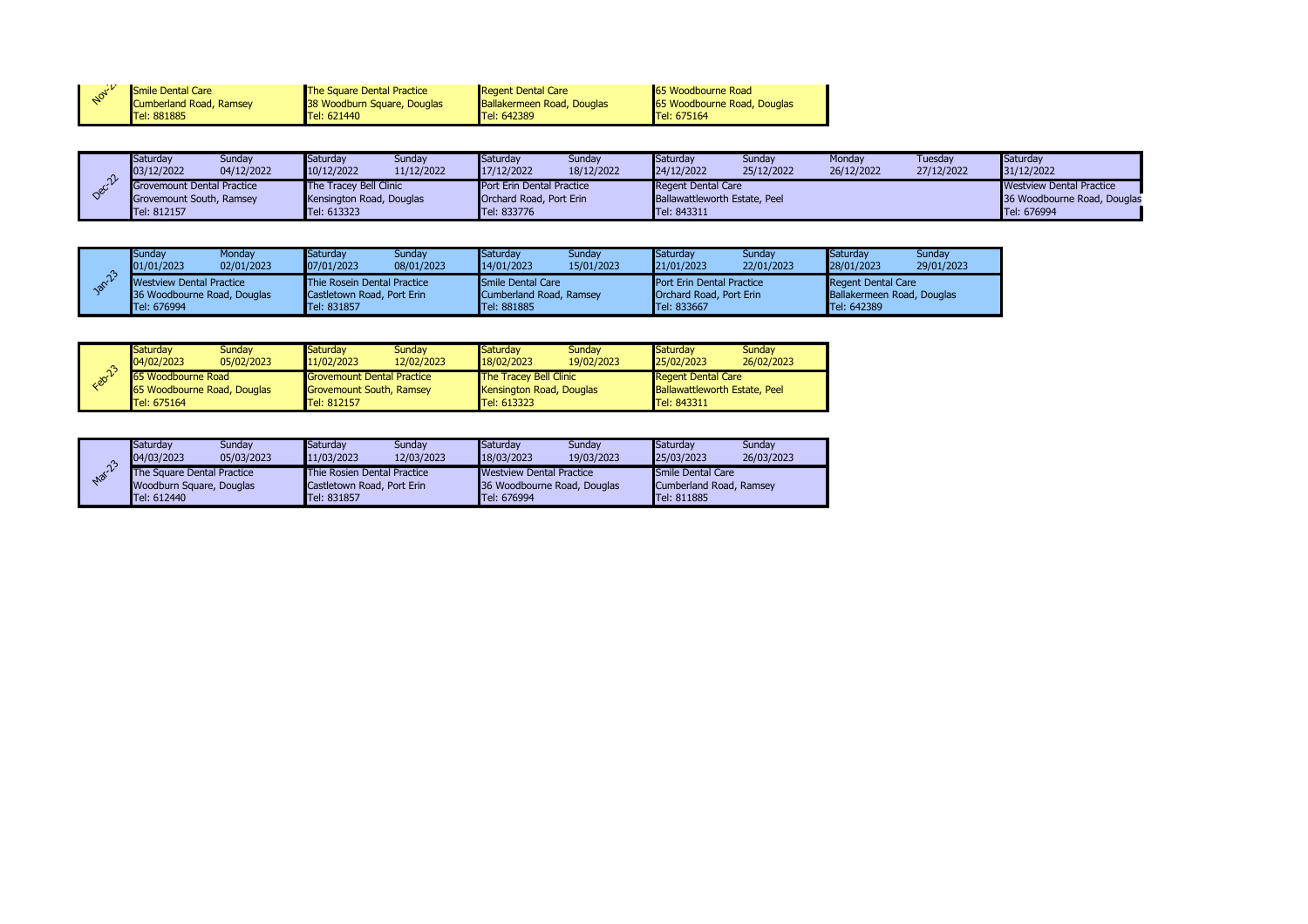| Nov-22 | Smile Dental Care<br>Cumberland Road, Ramsey<br>Tel: 881885 | The Square Dental Practice<br>38 Woodburn Square, Douglas<br>Tel: 621440 | Regent Dental Care<br>Ballakermeen Road, Douglas<br>Tel: 642389 | 65 Woodbourne Road<br>65 Woodbourne Road, Douglas<br>Tel: 675164 |
|---|---|---|---|---|

| | | | | | | | | | | | |
|---|---|---|---|---|---|---|---|---|---|---|---|
| Dec-22 | Saturday 03/12/2022 | Sunday 04/12/2022 | Saturday 10/12/2022 | Sunday 11/12/2022 | Saturday 17/12/2022 | Sunday 18/12/2022 | Saturday 24/12/2022 | Sunday 25/12/2022 | Monday 26/12/2022 | Tuesday 27/12/2022 | Saturday 31/12/2022 |
| | Grovemount Dental Practice<br>Grovemount South, Ramsey<br>Tel: 812157 | | The Tracey Bell Clinic<br>Kensington Road, Douglas<br>Tel: 613323 | | Port Erin Dental Practice<br>Orchard Road, Port Erin<br>Tel: 833776 | | Regent Dental Care<br>Ballawattleworth Estate, Peel<br>Tel: 843311 | | | | Westview Dental Practice<br>36 Woodbourne Road, Douglas<br>Tel: 676994 |

| | | | | | | | | | | |
|---|---|---|---|---|---|---|---|---|---|---|
| Jan-23 | Sunday 01/01/2023 | Monday 02/01/2023 | Saturday 07/01/2023 | Sunday 08/01/2023 | Saturday 14/01/2023 | Sunday 15/01/2023 | Saturday 21/01/2023 | Sunday 22/01/2023 | Saturday 28/01/2023 | Sunday 29/01/2023 |
| | Westview Dental Practice<br>36 Woodbourne Road, Douglas<br>Tel: 676994 | | Thie Rosein Dental Practice<br>Castletown Road, Port Erin<br>Tel: 831857 | | Smile Dental Care<br>Cumberland Road, Ramsey<br>Tel: 881885 | | Port Erin Dental Practice<br>Orchard Road, Port Erin<br>Tel: 833667 | | Regent Dental Care<br>Ballakermeen Road, Douglas<br>Tel: 642389 | |

| | | | | | | | | |
|---|---|---|---|---|---|---|---|---|
| Feb-23 | Saturday 04/02/2023 | Sunday 05/02/2023 | Saturday 11/02/2023 | Sunday 12/02/2023 | Saturday 18/02/2023 | Sunday 19/02/2023 | Saturday 25/02/2023 | Sunday 26/02/2023 |
| | 65 Woodbourne Road<br>65 Woodbourne Road, Douglas<br>Tel: 675164 | | Grovemount Dental Practice<br>Grovemount South, Ramsey<br>Tel: 812157 | | The Tracey Bell Clinic<br>Kensington Road, Douglas<br>Tel: 613323 | | Regent Dental Care<br>Ballawattleworth Estate, Peel<br>Tel: 843311 | |

| | | | | | | | | |
|---|---|---|---|---|---|---|---|---|
| Mar-23 | Saturday 04/03/2023 | Sunday 05/03/2023 | Saturday 11/03/2023 | Sunday 12/03/2023 | Saturday 18/03/2023 | Sunday 19/03/2023 | Saturday 25/03/2023 | Sunday 26/03/2023 |
| | The Square Dental Practice<br>Woodburn Square, Douglas<br>Tel: 612440 | | Thie Rosien Dental Practice<br>Castletown Road, Port Erin<br>Tel: 831857 | | Westview Dental Practice<br>36 Woodbourne Road, Douglas<br>Tel: 676994 | | Smile Dental Care<br>Cumberland Road, Ramsey<br>Tel: 811885 | |